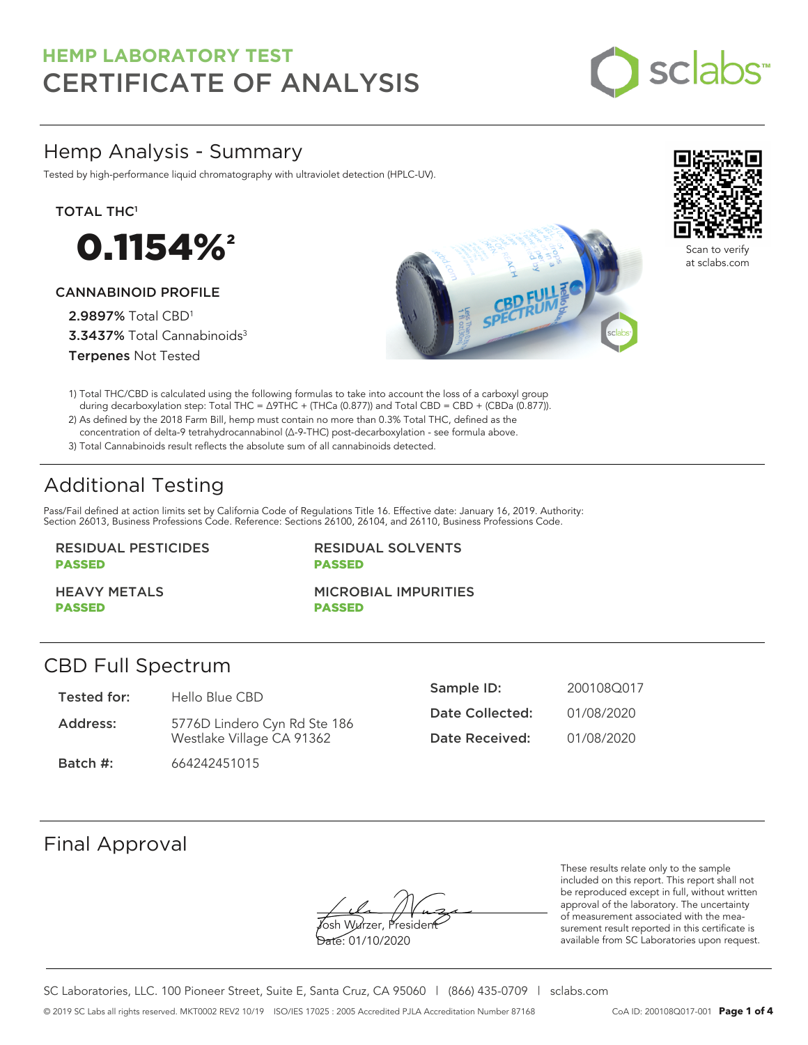# HEMP LABORATORY TEST
# CERTIFICATE OF ANALYSIS

## Hemp Analysis - Summary

Tested by high-performance liquid chromatography with ultraviolet detection (HPLC-UV).

**TOTAL THC[1]**

**0.1154%[2]**

**CANNABINOID PROFILE**

**2.9897%** Total CBD[1]
**3.3437%** Total Cannabinoids[3]
**Terpenes** Not Tested

Scan to verify at sclabs.com

1) Total THC/CBD is calculated using the following formulas to take into account the loss of a carboxyl group during decarboxylation step: Total THC = Δ9THC + (THCa (0.877)) and Total CBD = CBD + (CBDa (0.877)).
2) As defined by the 2018 Farm Bill, hemp must contain no more than 0.3% Total THC, defined as the concentration of delta-9 tetrahydrocannabinol (Δ-9-THC) post-decarboxylation - see formula above.
3) Total Cannabinoids result reflects the absolute sum of all cannabinoids detected.

## Additional Testing

Pass/Fail defined at action limits set by California Code of Regulations Title 16. Effective date: January 16, 2019. Authority: Section 26013, Business Professions Code. Reference: Sections 26100, 26104, and 26110, Business Professions Code.

| | |
|---|---|
| RESIDUAL PESTICIDES **PASSED** | RESIDUAL SOLVENTS **PASSED** |
| HEAVY METALS **PASSED** | MICROBIAL IMPURITIES **PASSED** |

## CBD Full Spectrum

| | | | |
|---|---|---|---|
| **Tested for:** | Hello Blue CBD | **Sample ID:** | 200108Q017 |
| **Address:** | 5776D Lindero Cyn Rd Ste 186 Westlake Village CA 91362 | **Date Collected:** | 01/08/2020 |
| **Batch #:** | 664242451015 | **Date Received:** | 01/08/2020 |

## Final Approval

Josh Wurzer, President
Date: 01/10/2020

These results relate only to the sample included on this report. This report shall not be reproduced except in full, without written approval of the laboratory. The uncertainty of measurement associated with the measurement result reported in this certificate is available from SC Laboratories upon request.

SC Laboratories, LLC. 100 Pioneer Street, Suite E, Santa Cruz, CA 95060 | (866) 435-0709 | sclabs.com

© 2019 SC Labs all rights reserved. MKT0002 REV2 10/19 ISO/IES 17025 : 2005 Accredited PJLA Accreditation Number 87168 CoA ID: 200108Q017-001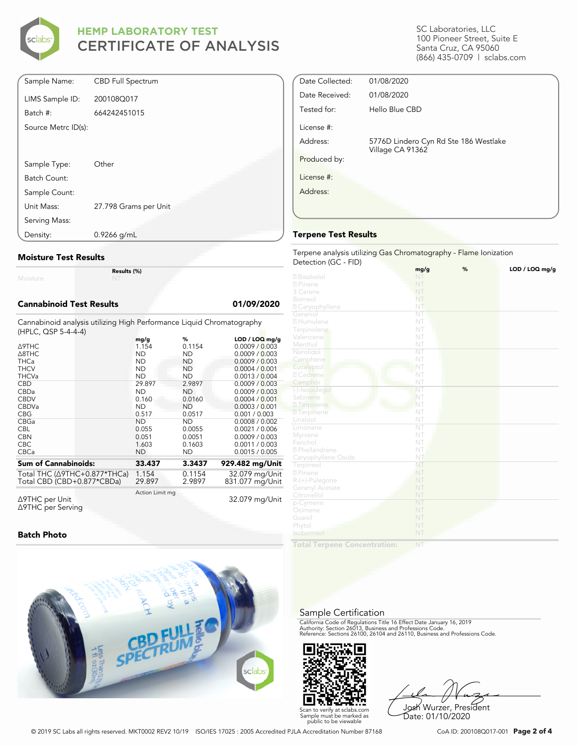# HEMP LABORATORY TEST
# CERTIFICATE OF ANALYSIS

SC Laboratories, LLC
100 Pioneer Street, Suite E
Santa Cruz, CA 95060
(866) 435-0709 | sclabs.com

| | |
|---|---|
| Sample Name: | CBD Full Spectrum |
| LIMS Sample ID: | 200108Q017 |
| Batch #: | 664242451015 |
| Source Metrc ID(s): | |
| Sample Type: | Other |
| Batch Count: | |
| Sample Count: | |
| Unit Mass: | 27.798 Grams per Unit |
| Serving Mass: | |
| Density: | 0.9266 g/mL |

| | |
|---|---|
| Date Collected: | 01/08/2020 |
| Date Received: | 01/08/2020 |
| Tested for: | Hello Blue CBD |
| License #: | |
| Address: | 5776D Lindero Cyn Rd Ste 186 Westlake Village CA 91362 |
| Produced by: | |
| License #: | |
| Address: | |

## Moisture Test Results

| | Results (%) |
|---|---|
| Moisture | NT |

## Cannabinoid Test Results 01/09/2020

Cannabinoid analysis utilizing High Performance Liquid Chromatography (HPLC, QSP 5-4-4-4)

| | mg/g | % | LOD / LOQ mg/g |
|---|---|---|---|
| Δ9THC | 1.154 | 0.1154 | 0.0009 / 0.003 |
| Δ8THC | ND | ND | 0.0009 / 0.003 |
| THCa | ND | ND | 0.0009 / 0.003 |
| THCV | ND | ND | 0.0004 / 0.001 |
| THCVa | ND | ND | 0.0013 / 0.004 |
| CBD | 29.897 | 2.9897 | 0.0009 / 0.003 |
| CBDa | ND | ND | 0.0009 / 0.003 |
| CBDV | 0.160 | 0.0160 | 0.0004 / 0.001 |
| CBDVa | ND | ND | 0.0003 / 0.001 |
| CBG | 0.517 | 0.0517 | 0.001 / 0.003 |
| CBGa | ND | ND | 0.0008 / 0.002 |
| CBL | 0.055 | 0.0055 | 0.0021 / 0.006 |
| CBN | 0.051 | 0.0051 | 0.0009 / 0.003 |
| CBC | 1.603 | 0.1603 | 0.0011 / 0.003 |
| CBCa | ND | ND | 0.0015 / 0.005 |
| **Sum of Cannabinoids:** | **33.437** | **3.3437** | **929.482 mg/Unit** |
| Total THC (Δ9THC+0.877*THCa) | 1.154 | 0.1154 | 32.079 mg/Unit |
| Total CBD (CBD+0.877*CBDa) | 29.897 | 2.9897 | 831.077 mg/Unit |

| | Action Limit mg | |
|---|---|---|
| Δ9THC per Unit | | 32.079 mg/Unit |
| Δ9THC per Serving | | |

## Batch Photo

## Terpene Test Results

Terpene analysis utilizing Gas Chromatography - Flame Ionization Detection (GC - FID)

| | mg/g | % | LOD / LOQ mg/g |
|---|---|---|---|
| Bisabolol | NT | | |
| Pinene | NT | | |
| 3 Carene | NT | | |
| Borneol | NT | | |
| Caryophyllene | NT | | |
| Geraniol | NT | | |
| Humulene | NT | | |
| Terpinolene | NT | | |
| Valencene | NT | | |
| Menthol | NT | | |
| Nerolidol | NT | | |
| Camphene | NT | | |
| Eucalyptol | NT | | |
| Cedrene | NT | | |
| Camphor | NT | | |
| (-)-Isopulegol | NT | | |
| Sabinene | NT | | |
| Terpinene | NT | | |
| Terpinene | NT | | |
| Linalool | NT | | |
| Limonene | NT | | |
| Myrcene | NT | | |
| Fenchol | NT | | |
| Phellandrene | NT | | |
| Caryophyllene Oxide | NT | | |
| Terpineol | NT | | |
| Pinene | NT | | |
| R-(+)-Pulegone | NT | | |
| Geranyl Acetate | NT | | |
| Citronellol | NT | | |
| p-Cymene | NT | | |
| Ocimene | NT | | |
| Guaiol | NT | | |
| Phytol | NT | | |
| Isoborneol | NT | | |
| **Total Terpene Concentration:** | NT | | |

## Sample Certification

California Code of Regulations Title 16 Effect Date January 16, 2019
Authority: Section 26013, Business and Professions Code.
Reference: Sections 26100, 26104 and 26110, Business and Professions Code.

Scan to verify at sclabs.com
Sample must be marked as public to be viewable

Josh Wurzer, President
Date: 01/10/2020

© 2019 SC Labs all rights reserved. MKT0002 REV2 10/19 ISO/IES 17025 : 2005 Accredited PJLA Accreditation Number 87168

CoA ID: 200108Q017-001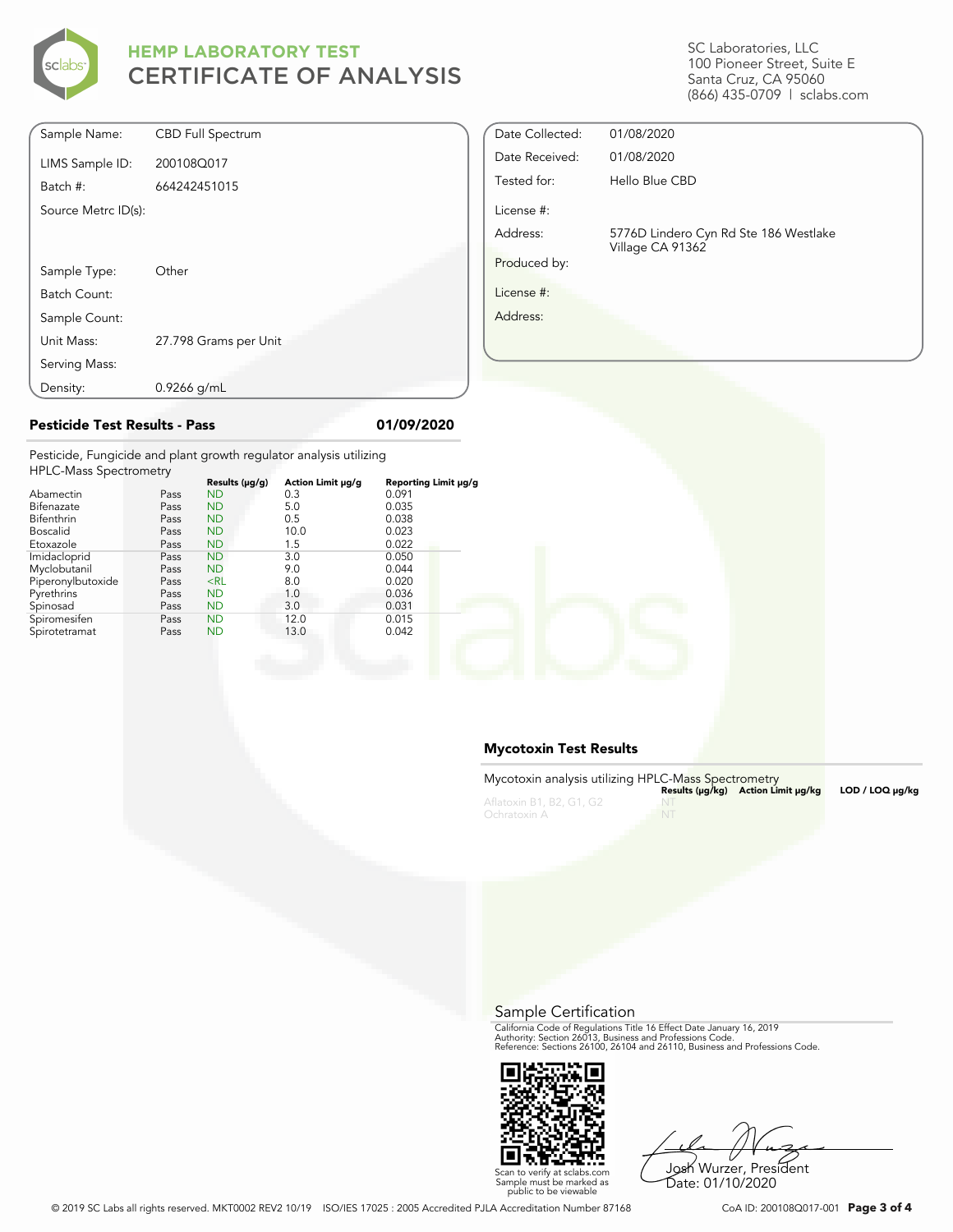# HEMP LABORATORY TEST
# CERTIFICATE OF ANALYSIS

SC Laboratories, LLC
100 Pioneer Street, Suite E
Santa Cruz, CA 95060
(866) 435-0709 | sclabs.com

| | |
|---|---|
| Sample Name: | CBD Full Spectrum |
| LIMS Sample ID: | 200108Q017 |
| Batch #: | 664242451015 |
| Source Metrc ID(s): | |
| Sample Type: | Other |
| Batch Count: | |
| Sample Count: | |
| Unit Mass: | 27.798 Grams per Unit |
| Serving Mass: | |
| Density: | 0.9266 g/mL |

| | |
|---|---|
| Date Collected: | 01/08/2020 |
| Date Received: | 01/08/2020 |
| Tested for: | Hello Blue CBD |
| License #: | |
| Address: | 5776D Lindero Cyn Rd Ste 186 Westlake Village CA 91362 |
| Produced by: | |
| License #: | |
| Address: | |

## Pesticide Test Results - Pass 01/09/2020

Pesticide, Fungicide and plant growth regulator analysis utilizing HPLC-Mass Spectrometry

| | | Results (μg/g) | Action Limit μg/g | Reporting Limit μg/g |
|---|---|---|---|---|
| Abamectin | Pass | ND | 0.3 | 0.091 |
| Bifenazate | Pass | ND | 5.0 | 0.035 |
| Bifenthrin | Pass | ND | 0.5 | 0.038 |
| Boscalid | Pass | ND | 10.0 | 0.023 |
| Etoxazole | Pass | ND | 1.5 | 0.022 |
| Imidacloprid | Pass | ND | 3.0 | 0.050 |
| Myclobutanil | Pass | ND | 9.0 | 0.044 |
| Piperonylbutoxide | Pass | <RL | 8.0 | 0.020 |
| Pyrethrins | Pass | ND | 1.0 | 0.036 |
| Spinosad | Pass | ND | 3.0 | 0.031 |
| Spiromesifen | Pass | ND | 12.0 | 0.015 |
| Spirotetramat | Pass | ND | 13.0 | 0.042 |

## Mycotoxin Test Results

Mycotoxin analysis utilizing HPLC-Mass Spectrometry

| | Results (μg/kg) | Action Limit μg/kg | LOD / LOQ μg/kg |
|---|---|---|---|
| Aflatoxin B1, B2, G1, G2 | NT | | |
| Ochratoxin A | NT | | |

## Sample Certification

California Code of Regulations Title 16 Effect Date January 16, 2019
Authority: Section 26013, Business and Professions Code.
Reference: Sections 26100, 26104 and 26110, Business and Professions Code.

Scan to verify at sclabs.com
Sample must be marked as public to be viewable

Josh Wurzer, President
Date: 01/10/2020

© 2019 SC Labs all rights reserved. MKT0002 REV2 10/19 ISO/IES 17025 : 2005 Accredited PJLA Accreditation Number 87168

CoA ID: 200108Q017-001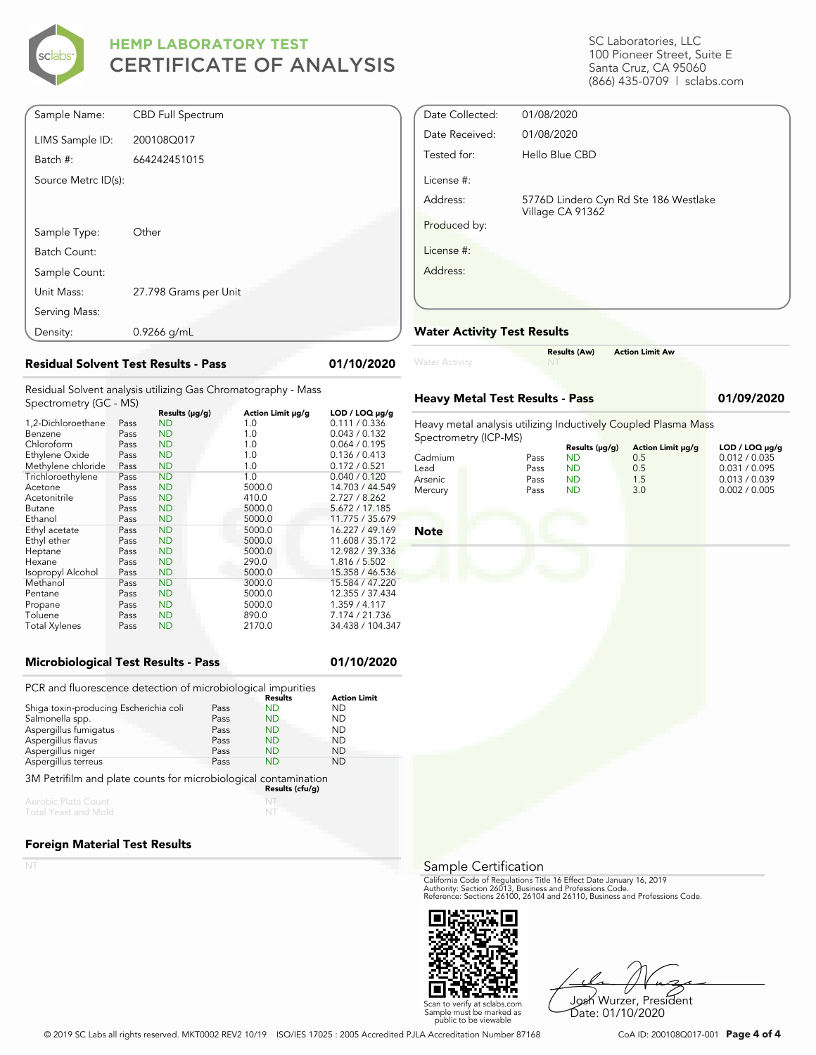# HEMP LABORATORY TEST
# CERTIFICATE OF ANALYSIS

SC Laboratories, LLC
100 Pioneer Street, Suite E
Santa Cruz, CA 95060
(866) 435-0709 | sclabs.com

| | |
|---|---|
| Sample Name: | CBD Full Spectrum |
| LIMS Sample ID: | 200108Q017 |
| Batch #: | 664242451015 |
| Source Metrc ID(s): | |
| Sample Type: | Other |
| Batch Count: | |
| Sample Count: | |
| Unit Mass: | 27.798 Grams per Unit |
| Serving Mass: | |
| Density: | 0.9266 g/mL |

| | |
|---|---|
| Date Collected: | 01/08/2020 |
| Date Received: | 01/08/2020 |
| Tested for: | Hello Blue CBD |
| License #: | |
| Address: | 5776D Lindero Cyn Rd Ste 186 Westlake Village CA 91362 |
| Produced by: | |
| License #: | |
| Address: | |

## Residual Solvent Test Results - Pass — 01/10/2020

Residual Solvent analysis utilizing Gas Chromatography - Mass Spectrometry (GC - MS)

| | | Results (µg/g) | Action Limit µg/g | LOD / LOQ µg/g |
|---|---|---|---|---|
| 1,2-Dichloroethane | Pass | ND | 1.0 | 0.111 / 0.336 |
| Benzene | Pass | ND | 1.0 | 0.043 / 0.132 |
| Chloroform | Pass | ND | 1.0 | 0.064 / 0.195 |
| Ethylene Oxide | Pass | ND | 1.0 | 0.136 / 0.413 |
| Methylene chloride | Pass | ND | 1.0 | 0.172 / 0.521 |
| Trichloroethylene | Pass | ND | 1.0 | 0.040 / 0.120 |
| Acetone | Pass | ND | 5000.0 | 14.703 / 44.549 |
| Acetonitrile | Pass | ND | 410.0 | 2.727 / 8.262 |
| Butane | Pass | ND | 5000.0 | 5.672 / 17.185 |
| Ethanol | Pass | ND | 5000.0 | 11.775 / 35.679 |
| Ethyl acetate | Pass | ND | 5000.0 | 16.227 / 49.169 |
| Ethyl ether | Pass | ND | 5000.0 | 11.608 / 35.172 |
| Heptane | Pass | ND | 5000.0 | 12.982 / 39.336 |
| Hexane | Pass | ND | 290.0 | 1.816 / 5.502 |
| Isopropyl Alcohol | Pass | ND | 5000.0 | 15.358 / 46.536 |
| Methanol | Pass | ND | 3000.0 | 15.584 / 47.220 |
| Pentane | Pass | ND | 5000.0 | 12.355 / 37.434 |
| Propane | Pass | ND | 5000.0 | 1.359 / 4.117 |
| Toluene | Pass | ND | 890.0 | 7.174 / 21.736 |
| Total Xylenes | Pass | ND | 2170.0 | 34.438 / 104.347 |

## Microbiological Test Results - Pass — 01/10/2020

PCR and fluorescence detection of microbiological impurities

| | | Results | Action Limit |
|---|---|---|---|
| Shiga toxin-producing Escherichia coli | Pass | ND | ND |
| Salmonella spp. | Pass | ND | ND |
| Aspergillus fumigatus | Pass | ND | ND |
| Aspergillus flavus | Pass | ND | ND |
| Aspergillus niger | Pass | ND | ND |
| Aspergillus terreus | Pass | ND | ND |

3M Petrifilm and plate counts for microbiological contamination

| | Results (cfu/g) |
|---|---|
| Aerobic Plate Count | NT |
| Total Yeast and Mold | NT |

## Foreign Material Test Results

NT

## Water Activity Test Results

| | Results (Aw) | Action Limit Aw |
|---|---|---|
| Water Activity | NT | |

## Heavy Metal Test Results - Pass — 01/09/2020

Heavy metal analysis utilizing Inductively Coupled Plasma Mass Spectrometry (ICP-MS)

| | | Results (µg/g) | Action Limit µg/g | LOD / LOQ µg/g |
|---|---|---|---|---|
| Cadmium | Pass | ND | 0.5 | 0.012 / 0.035 |
| Lead | Pass | ND | 0.5 | 0.031 / 0.095 |
| Arsenic | Pass | ND | 1.5 | 0.013 / 0.039 |
| Mercury | Pass | ND | 3.0 | 0.002 / 0.005 |

## Note

## Sample Certification

California Code of Regulations Title 16 Effect Date January 16, 2019
Authority: Section 26013, Business and Professions Code.
Reference: Sections 26100, 26104 and 26110, Business and Professions Code.

Scan to verify at sclabs.com
Sample must be marked as public to be viewable

Josh Wurzer, President
Date: 01/10/2020

© 2019 SC Labs all rights reserved. MKT0002 REV2 10/19 ISO/IES 17025 : 2005 Accredited PJLA Accreditation Number 87168

CoA ID: 200108Q017-001